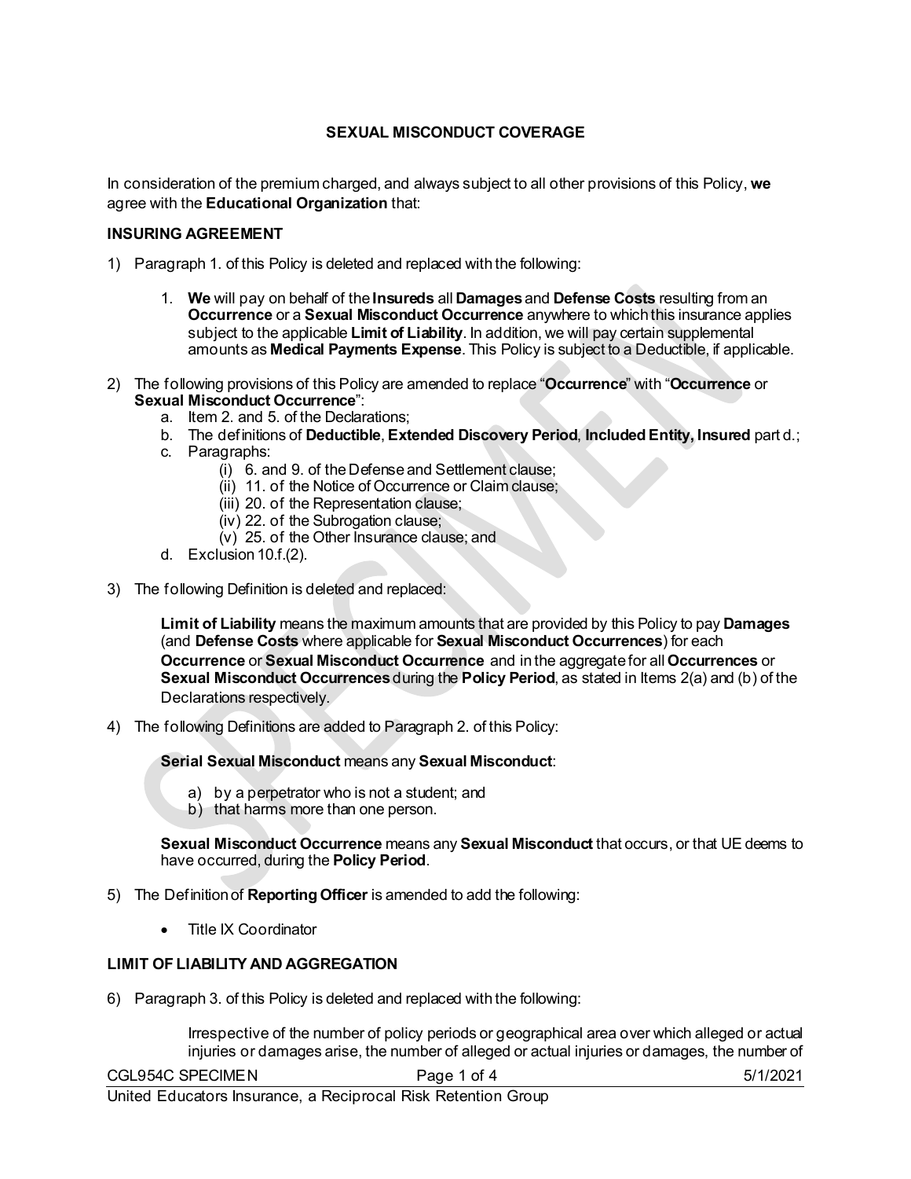## SEXUAL MISCONDUCT COVERAGE

In consideration of the premium charged, and always subject to all other provisions of this Policy, **we** agree with the **Educational Organization** that:

### INSURING AGREEMENT

1) Paragraph 1. of this Policy is deleted and replaced with the following:

    1. **We** will pay on behalf of the **Insureds** all **Damages** and **Defense Costs** resulting from an **Occurrence** or a **Sexual Misconduct Occurrence** anywhere to which this insurance applies subject to the applicable **Limit of Liability**. In addition, we will pay certain supplemental amounts as **Medical Payments Expense**. This Policy is subject to a Deductible, if applicable.

2) The following provisions of this Policy are amended to replace "**Occurrence**" with "**Occurrence** or **Sexual Misconduct Occurrence**":
    a. Item 2. and 5. of the Declarations;
    b. The definitions of **Deductible**, **Extended Discovery Period**, **Included Entity, Insured** part d.;
    c. Paragraphs:
        (i) 6. and 9. of the Defense and Settlement clause;
        (ii) 11. of the Notice of Occurrence or Claim clause;
        (iii) 20. of the Representation clause;
        (iv) 22. of the Subrogation clause;
        (v) 25. of the Other Insurance clause; and
    d. Exclusion 10.f.(2).

3) The following Definition is deleted and replaced:

    **Limit of Liability** means the maximum amounts that are provided by this Policy to pay **Damages** (and **Defense Costs** where applicable for **Sexual Misconduct Occurrences**) for each **Occurrence** or **Sexual Misconduct Occurrence** and in the aggregate for all **Occurrences** or **Sexual Misconduct Occurrences** during the **Policy Period**, as stated in Items 2(a) and (b) of the Declarations respectively.

4) The following Definitions are added to Paragraph 2. of this Policy:

    **Serial Sexual Misconduct** means any **Sexual Misconduct**:

    a) by a perpetrator who is not a student; and
    b) that harms more than one person.

    **Sexual Misconduct Occurrence** means any **Sexual Misconduct** that occurs, or that UE deems to have occurred, during the **Policy Period**.

5) The Definition of **Reporting Officer** is amended to add the following:

    - Title IX Coordinator

### LIMIT OF LIABILITY AND AGGREGATION

6) Paragraph 3. of this Policy is deleted and replaced with the following:

    Irrespective of the number of policy periods or geographical area over which alleged or actual injuries or damages arise, the number of alleged or actual injuries or damages, the number of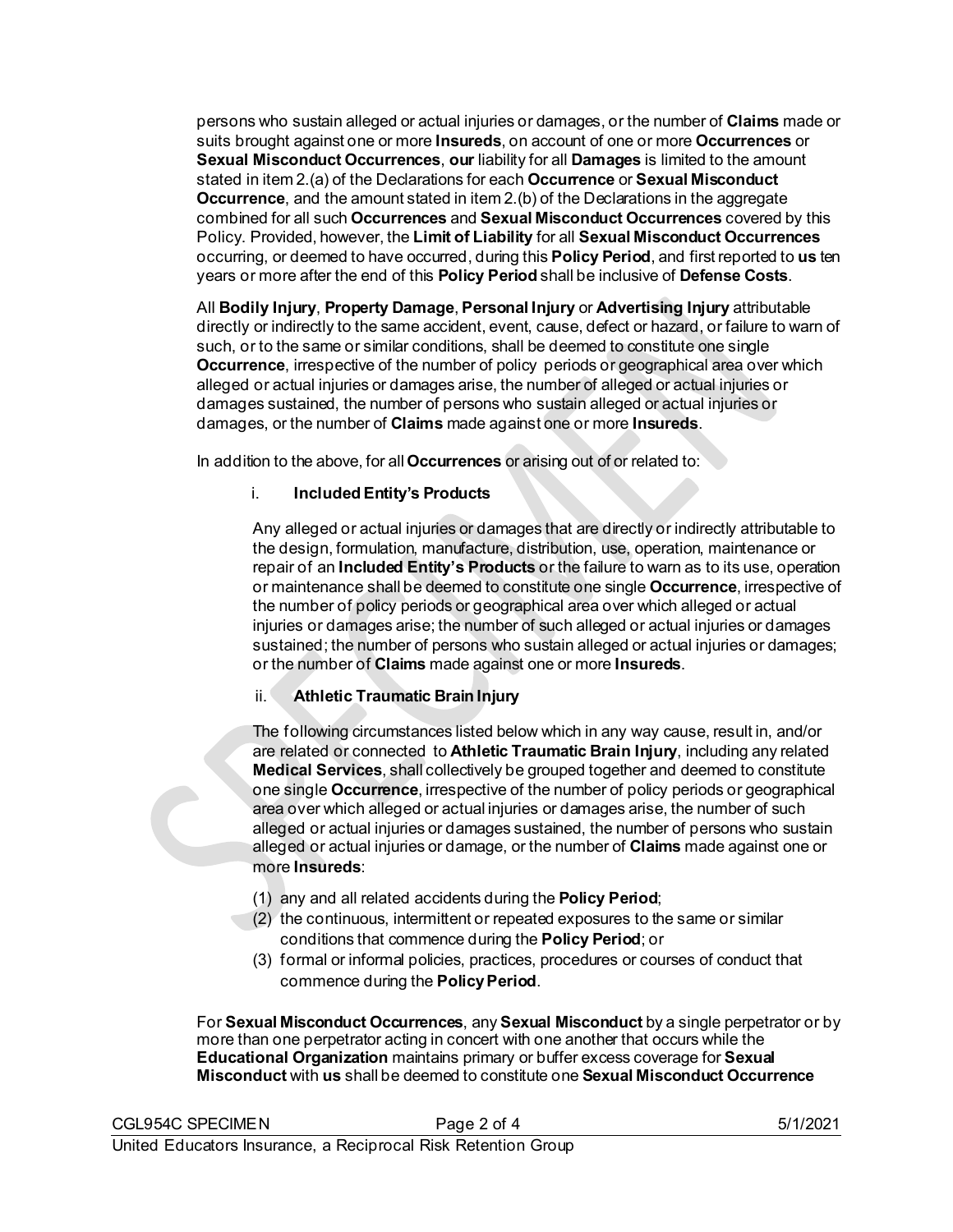persons who sustain alleged or actual injuries or damages, or the number of **Claims** made or suits brought against one or more **Insureds**, on account of one or more **Occurrences** or **Sexual Misconduct Occurrences**, **our** liability for all **Damages** is limited to the amount stated in item 2.(a) of the Declarations for each **Occurrence** or **Sexual Misconduct Occurrence**, and the amount stated in item 2.(b) of the Declarations in the aggregate combined for all such **Occurrences** and **Sexual Misconduct Occurrences** covered by this Policy. Provided, however, the **Limit of Liability** for all **Sexual Misconduct Occurrences** occurring, or deemed to have occurred, during this **Policy Period**, and first reported to **us** ten years or more after the end of this **Policy Period** shall be inclusive of **Defense Costs**.

All **Bodily Injury**, **Property Damage**, **Personal Injury** or **Advertising Injury** attributable directly or indirectly to the same accident, event, cause, defect or hazard, or failure to warn of such, or to the same or similar conditions, shall be deemed to constitute one single **Occurrence**, irrespective of the number of policy periods or geographical area over which alleged or actual injuries or damages arise, the number of alleged or actual injuries or damages sustained, the number of persons who sustain alleged or actual injuries or damages, or the number of **Claims** made against one or more **Insureds**.

In addition to the above, for all **Occurrences** or arising out of or related to:

i. **Included Entity's Products**

Any alleged or actual injuries or damages that are directly or indirectly attributable to the design, formulation, manufacture, distribution, use, operation, maintenance or repair of an **Included Entity's Products** or the failure to warn as to its use, operation or maintenance shall be deemed to constitute one single **Occurrence**, irrespective of the number of policy periods or geographical area over which alleged or actual injuries or damages arise; the number of such alleged or actual injuries or damages sustained; the number of persons who sustain alleged or actual injuries or damages; or the number of **Claims** made against one or more **Insureds**.

ii. **Athletic Traumatic Brain Injury**

The following circumstances listed below which in any way cause, result in, and/or are related or connected to **Athletic Traumatic Brain Injury**, including any related **Medical Services**, shall collectively be grouped together and deemed to constitute one single **Occurrence**, irrespective of the number of policy periods or geographical area over which alleged or actual injuries or damages arise, the number of such alleged or actual injuries or damages sustained, the number of persons who sustain alleged or actual injuries or damage, or the number of **Claims** made against one or more **Insureds**:

(1) any and all related accidents during the **Policy Period**;
(2) the continuous, intermittent or repeated exposures to the same or similar conditions that commence during the **Policy Period**; or
(3) formal or informal policies, practices, procedures or courses of conduct that commence during the **Policy Period**.

For **Sexual Misconduct Occurrences**, any **Sexual Misconduct** by a single perpetrator or by more than one perpetrator acting in concert with one another that occurs while the **Educational Organization** maintains primary or buffer excess coverage for **Sexual Misconduct** with **us** shall be deemed to constitute one **Sexual Misconduct Occurrence**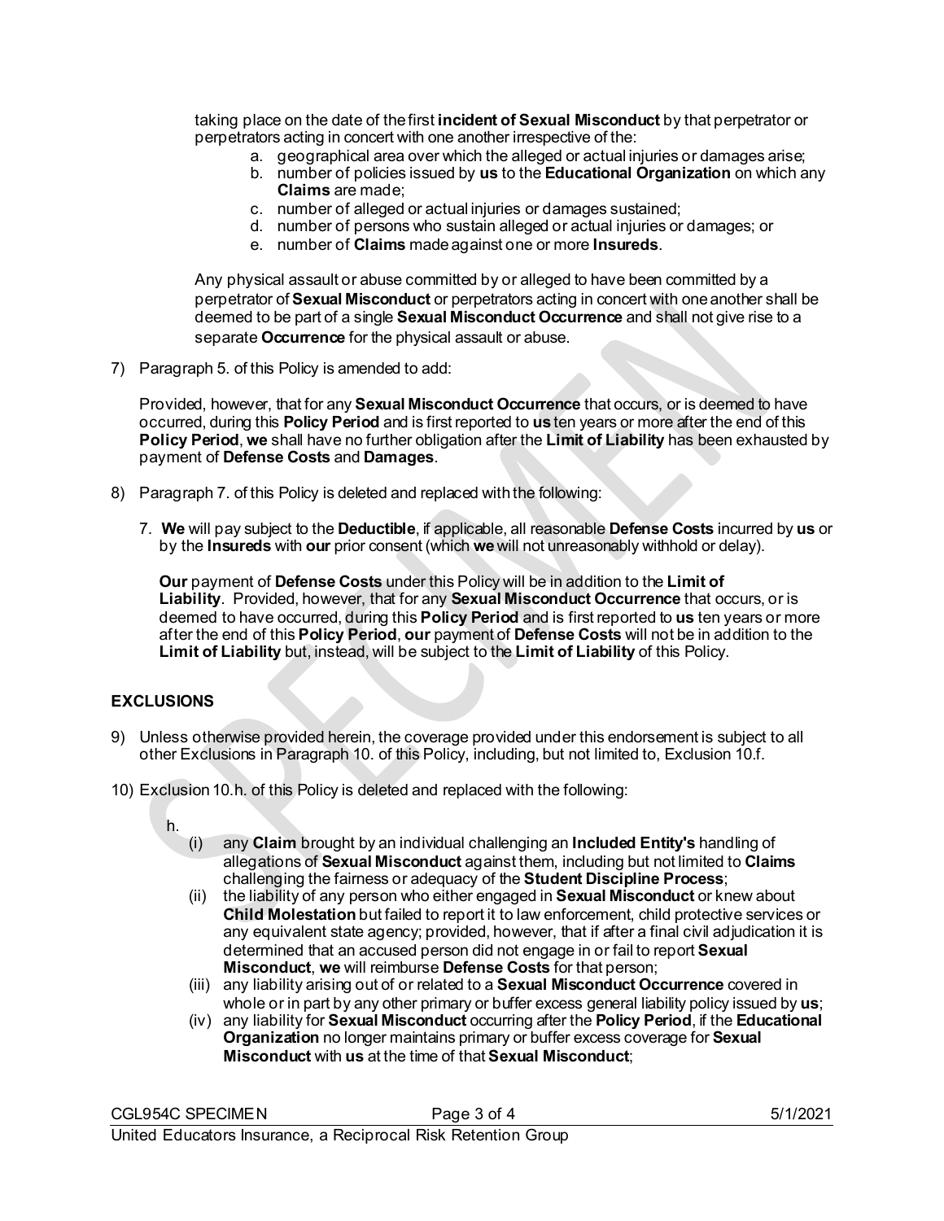taking place on the date of the first **incident of Sexual Misconduct** by that perpetrator or perpetrators acting in concert with one another irrespective of the:

a. geographical area over which the alleged or actual injuries or damages arise;
b. number of policies issued by **us** to the **Educational Organization** on which any **Claims** are made;
c. number of alleged or actual injuries or damages sustained;
d. number of persons who sustain alleged or actual injuries or damages; or
e. number of **Claims** made against one or more **Insureds**.

Any physical assault or abuse committed by or alleged to have been committed by a perpetrator of **Sexual Misconduct** or perpetrators acting in concert with one another shall be deemed to be part of a single **Sexual Misconduct Occurrence** and shall not give rise to a separate **Occurrence** for the physical assault or abuse.

7) Paragraph 5. of this Policy is amended to add:

Provided, however, that for any **Sexual Misconduct Occurrence** that occurs, or is deemed to have occurred, during this **Policy Period** and is first reported to **us** ten years or more after the end of this **Policy Period**, **we** shall have no further obligation after the **Limit of Liability** has been exhausted by payment of **Defense Costs** and **Damages**.

8) Paragraph 7. of this Policy is deleted and replaced with the following:

7. **We** will pay subject to the **Deductible**, if applicable, all reasonable **Defense Costs** incurred by **us** or by the **Insureds** with **our** prior consent (which **we** will not unreasonably withhold or delay).

**Our** payment of **Defense Costs** under this Policy will be in addition to the **Limit of Liability**. Provided, however, that for any **Sexual Misconduct Occurrence** that occurs, or is deemed to have occurred, during this **Policy Period** and is first reported to **us** ten years or more after the end of this **Policy Period**, **our** payment of **Defense Costs** will not be in addition to the **Limit of Liability** but, instead, will be subject to the **Limit of Liability** of this Policy.

## EXCLUSIONS

9) Unless otherwise provided herein, the coverage provided under this endorsement is subject to all other Exclusions in Paragraph 10. of this Policy, including, but not limited to, Exclusion 10.f.

10) Exclusion 10.h. of this Policy is deleted and replaced with the following:

h.
(i) any **Claim** brought by an individual challenging an **Included Entity's** handling of allegations of **Sexual Misconduct** against them, including but not limited to **Claims** challenging the fairness or adequacy of the **Student Discipline Process**;
(ii) the liability of any person who either engaged in **Sexual Misconduct** or knew about **Child Molestation** but failed to report it to law enforcement, child protective services or any equivalent state agency; provided, however, that if after a final civil adjudication it is determined that an accused person did not engage in or fail to report **Sexual Misconduct**, **we** will reimburse **Defense Costs** for that person;
(iii) any liability arising out of or related to a **Sexual Misconduct Occurrence** covered in whole or in part by any other primary or buffer excess general liability policy issued by **us**;
(iv) any liability for **Sexual Misconduct** occurring after the **Policy Period**, if the **Educational Organization** no longer maintains primary or buffer excess coverage for **Sexual Misconduct** with **us** at the time of that **Sexual Misconduct**;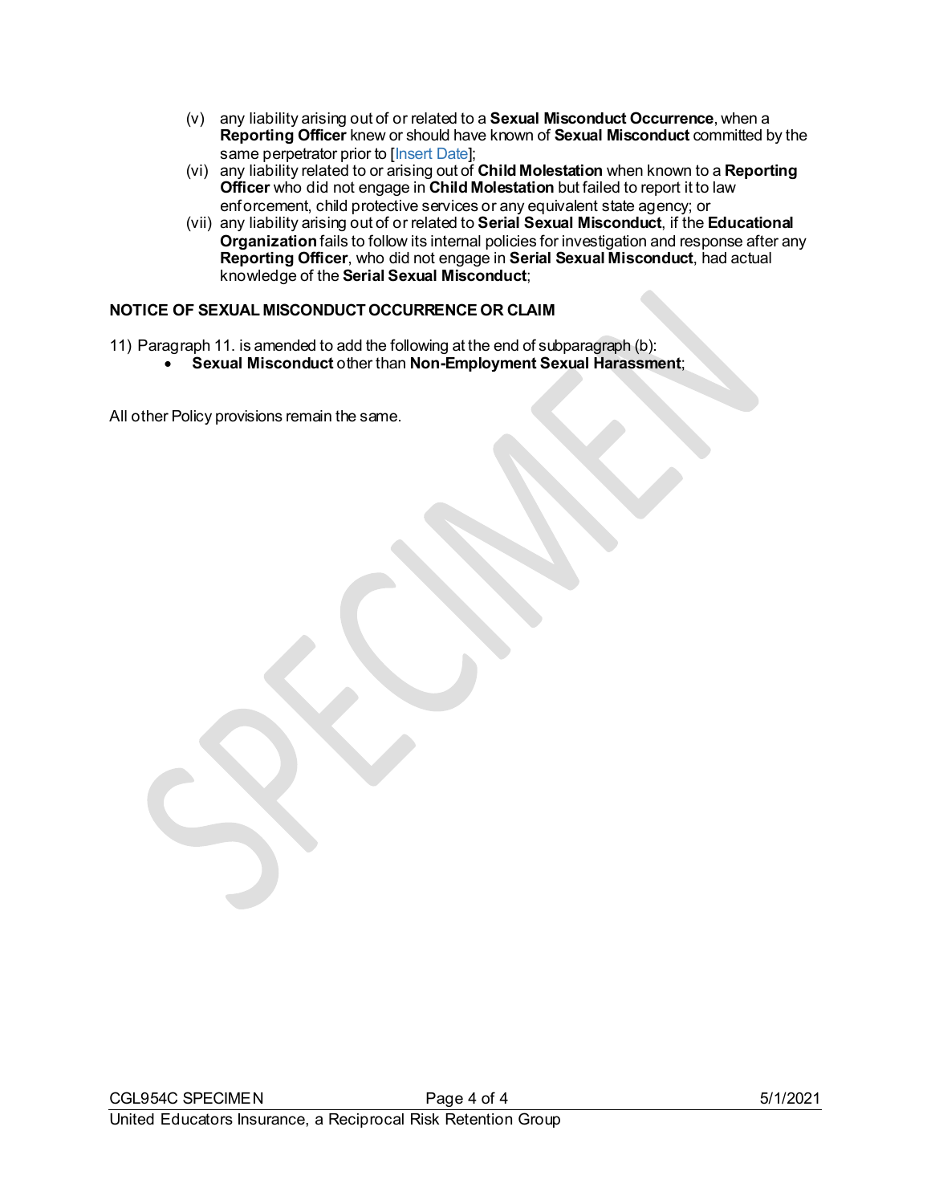(v) any liability arising out of or related to a **Sexual Misconduct Occurrence**, when a **Reporting Officer** knew or should have known of **Sexual Misconduct** committed by the same perpetrator prior to [Insert Date];

(vi) any liability related to or arising out of **Child Molestation** when known to a **Reporting Officer** who did not engage in **Child Molestation** but failed to report it to law enforcement, child protective services or any equivalent state agency; or

(vii) any liability arising out of or related to **Serial Sexual Misconduct**, if the **Educational Organization** fails to follow its internal policies for investigation and response after any **Reporting Officer**, who did not engage in **Serial Sexual Misconduct**, had actual knowledge of the **Serial Sexual Misconduct**;

**NOTICE OF SEXUAL MISCONDUCT OCCURRENCE OR CLAIM**

11) Paragraph 11. is amended to add the following at the end of subparagraph (b):

- **Sexual Misconduct** other than **Non-Employment Sexual Harassment**;

All other Policy provisions remain the same.

CGL954C SPECIMEN 5/1/2021

United Educators Insurance, a Reciprocal Risk Retention Group